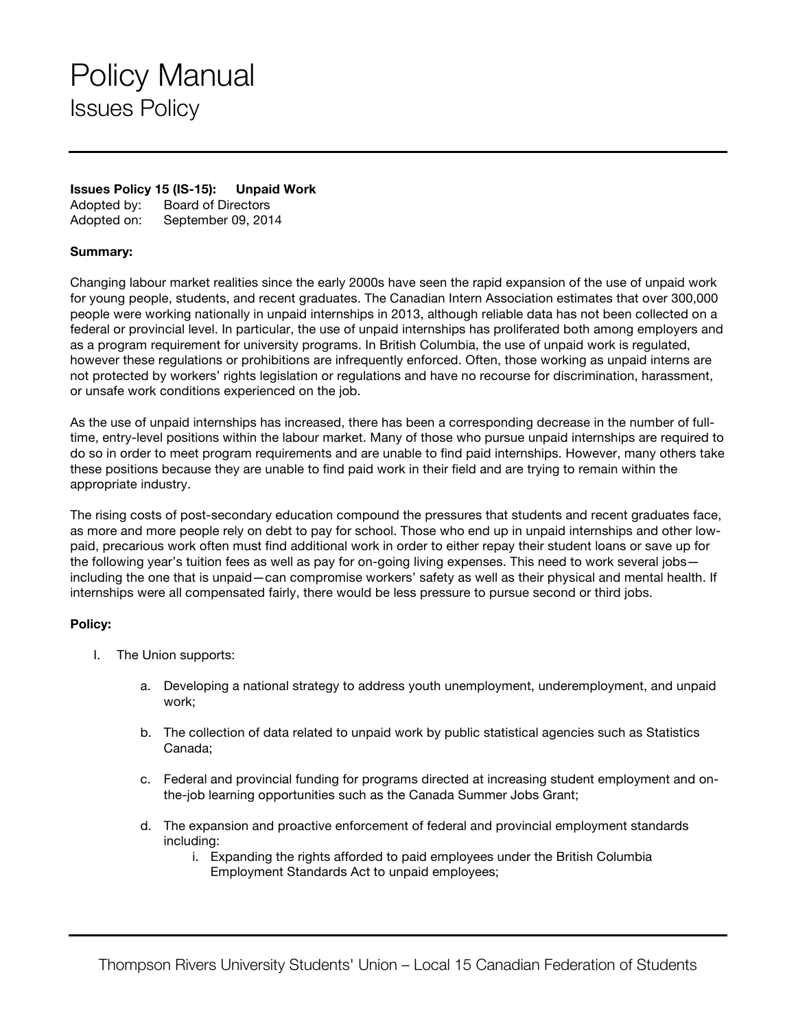# Policy Manual

## Issues Policy

**Issues Policy 15 (IS-15): Unpaid Work**
Adopted by: Board of Directors
Adopted on: September 09, 2014

**Summary:**

Changing labour market realities since the early 2000s have seen the rapid expansion of the use of unpaid work for young people, students, and recent graduates. The Canadian Intern Association estimates that over 300,000 people were working nationally in unpaid internships in 2013, although reliable data has not been collected on a federal or provincial level. In particular, the use of unpaid internships has proliferated both among employers and as a program requirement for university programs. In British Columbia, the use of unpaid work is regulated, however these regulations or prohibitions are infrequently enforced. Often, those working as unpaid interns are not protected by workers' rights legislation or regulations and have no recourse for discrimination, harassment, or unsafe work conditions experienced on the job.

As the use of unpaid internships has increased, there has been a corresponding decrease in the number of full-time, entry-level positions within the labour market. Many of those who pursue unpaid internships are required to do so in order to meet program requirements and are unable to find paid internships. However, many others take these positions because they are unable to find paid work in their field and are trying to remain within the appropriate industry.

The rising costs of post-secondary education compound the pressures that students and recent graduates face, as more and more people rely on debt to pay for school. Those who end up in unpaid internships and other low-paid, precarious work often must find additional work in order to either repay their student loans or save up for the following year's tuition fees as well as pay for on-going living expenses. This need to work several jobs—including the one that is unpaid—can compromise workers' safety as well as their physical and mental health. If internships were all compensated fairly, there would be less pressure to pursue second or third jobs.

**Policy:**

I. The Union supports:

   a. Developing a national strategy to address youth unemployment, underemployment, and unpaid work;

   b. The collection of data related to unpaid work by public statistical agencies such as Statistics Canada;

   c. Federal and provincial funding for programs directed at increasing student employment and on-the-job learning opportunities such as the Canada Summer Jobs Grant;

   d. The expansion and proactive enforcement of federal and provincial employment standards including:
      i. Expanding the rights afforded to paid employees under the British Columbia Employment Standards Act to unpaid employees;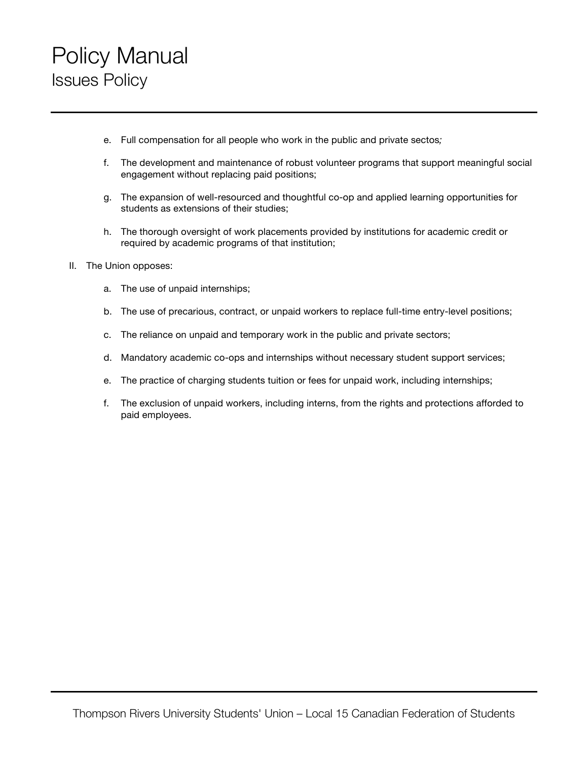e. Full compensation for all people who work in the public and private sectos;

f. The development and maintenance of robust volunteer programs that support meaningful social engagement without replacing paid positions;

g. The expansion of well-resourced and thoughtful co-op and applied learning opportunities for students as extensions of their studies;

h. The thorough oversight of work placements provided by institutions for academic credit or required by academic programs of that institution;

II. The Union opposes:

a. The use of unpaid internships;

b. The use of precarious, contract, or unpaid workers to replace full-time entry-level positions;

c. The reliance on unpaid and temporary work in the public and private sectors;

d. Mandatory academic co-ops and internships without necessary student support services;

e. The practice of charging students tuition or fees for unpaid work, including internships;

f. The exclusion of unpaid workers, including interns, from the rights and protections afforded to paid employees.